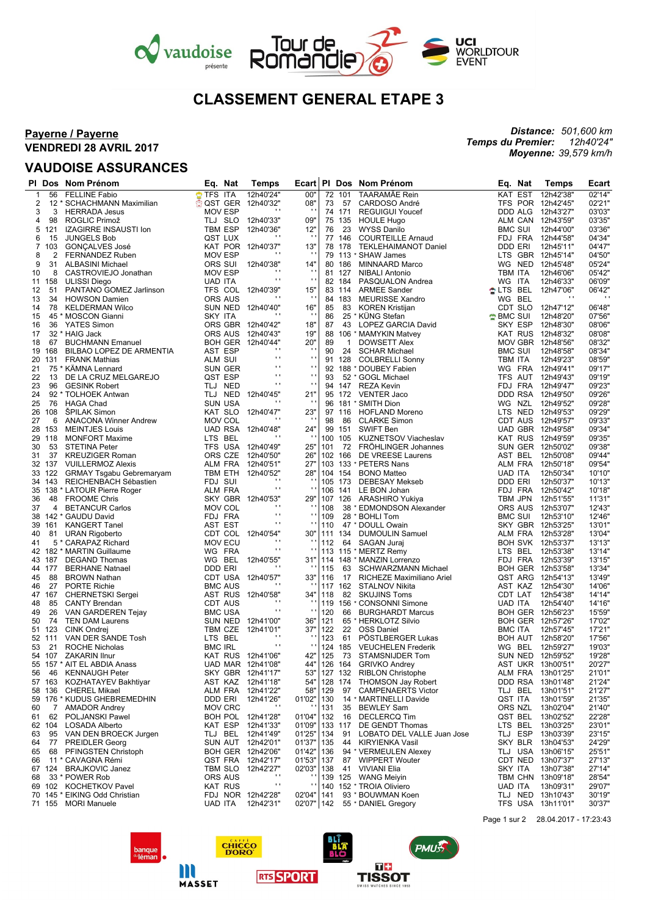vaudoise présente Tour de Romandie UCI WORLDTOUR EVENT

# CLASSEMENT GENERAL ETAPE 3

**Payerne / Payerne**

**VENDREDI 28 AVRIL 2017**

*Distance:* 501,600 km
*Temps du Premier:* 12h40'24"
*Moyenne:* 39,579 km/h

## VAUDOISE ASSURANCES

| Pl | Dos | Nom Prénom | Eq. | Nat | Temps | Ecart |
|---|---|---|---|---|---|---|
| 1 | 56 | FELLINE Fabio | TFS | ITA | 12h40'24" | 00" |
| 2 | 12 * | SCHACHMANN Maximilian | QST | GER | 12h40'32" | 08" |
| 3 | 3 | HERRADA Jesus | MOV | ESP | '' | '' |
| 4 | 98 | ROGLIC Primož | TLJ | SLO | 12h40'33" | 09" |
| 5 | 121 | IZAGIRRE INSAUSTI Ion | TBM | ESP | 12h40'36" | 12" |
| 6 | 15 | JUNGELS Bob | QST | LUX | '' | '' |
| 7 | 103 | GONÇALVES José | KAT | POR | 12h40'37" | 13" |
| 8 | 2 | FERNANDEZ Ruben | MOV | ESP | '' | '' |
| 9 | 31 | ALBASINI Michael | ORS | SUI | 12h40'38" | 14" |
| 10 | 8 | CASTROVIEJO Jonathan | MOV | ESP | '' | '' |
| 11 | 158 | ULISSI Diego | UAD | ITA | '' | '' |
| 12 | 51 | PANTANO GOMEZ Jarlinson | TFS | COL | 12h40'39" | 15" |
| 13 | 34 | HOWSON Damien | ORS | AUS | '' | '' |
| 14 | 78 | KELDERMAN Wilco | SUN | NED | 12h40'40" | 16" |
| 15 | 45 * | MOSCON Gianni | SKY | ITA | '' | '' |
| 16 | 36 | YATES Simon | ORS | GBR | 12h40'42" | 18" |
| 17 | 32 * | HAIG Jack | ORS | AUS | 12h40'43" | 19" |
| 18 | 67 | BUCHMANN Emanuel | BOH | GER | 12h40'44" | 20" |
| 19 | 168 | BILBAO LOPEZ DE ARMENTIA | AST | ESP | '' | '' |
| 20 | 131 | FRANK Mathias | ALM | SUI | '' | '' |
| 21 | 75 * | KÄMNA Lennard | SUN | GER | '' | '' |
| 22 | 13 | DE LA CRUZ MELGAREJO | QST | ESP | '' | '' |
| 23 | 96 | GESINK Robert | TLJ | NED | '' | '' |
| 24 | 92 * | TOLHOEK Antwan | TLJ | NED | 12h40'45" | 21" |
| 25 | 76 | HAGA Chad | SUN | USA | '' | '' |
| 26 | 108 | ŠPILAK Simon | KAT | SLO | 12h40'47" | 23" |
| 27 | 6 | ANACONA Winner Andrew | MOV | COL | '' | '' |
| 28 | 153 | MEINTJES Louis | UAD | RSA | 12h40'48" | 24" |
| 29 | 118 | MONFORT Maxime | LTS | BEL | '' | '' |
| 30 | 53 | STETINA Peter | TFS | USA | 12h40'49" | 25" |
| 31 | 37 | KREUZIGER Roman | ORS | CZE | 12h40'50" | 26" |
| 32 | 137 | VUILLERMOZ Alexis | ALM | FRA | 12h40'51" | 27" |
| 33 | 122 | GRMAY Tsgabu Gebremaryam | TBM | ETH | 12h40'52" | 28" |
| 34 | 143 | REICHENBACH Sébastien | FDJ | SUI | '' | '' |
| 35 | 138 * | LATOUR Pierre Roger | ALM | FRA | '' | '' |
| 36 | 48 | FROOME Chris | SKY | GBR | 12h40'53" | 29" |
| 37 | 4 | BETANCUR Carlos | MOV | COL | '' | '' |
| 38 | 142 * | GAUDU David | FDJ | FRA | '' | '' |
| 39 | 161 | KANGERT Tanel | AST | EST | '' | '' |
| 40 | 81 | URAN Rigoberto | CDT | COL | 12h40'54" | 30" |
| 41 | 5 * | CARAPAZ Richard | MOV | ECU | '' | '' |
| 42 | 182 * | MARTIN Guillaume | WG | FRA | '' | '' |
| 43 | 187 | DEGAND Thomas | WG | BEL | 12h40'55" | 31" |
| 44 | 177 | BERHANE Natnael | DDD | ERI | '' | '' |
| 45 | 88 | BROWN Nathan | CDT | USA | 12h40'57" | 33" |
| 46 | 27 | PORTE Richie | BMC | AUS | '' | '' |
| 47 | 167 | CHERNETSKI Sergei | AST | RUS | 12h40'58" | 34" |
| 48 | 85 | CANTY Brendan | CDT | AUS | '' | '' |
| 49 | 26 | VAN GARDEREN Tejay | BMC | USA | '' | '' |
| 50 | 74 | TEN DAM Laurens | SUN | NED | 12h41'00" | 36" |
| 51 | 123 | CINK Ondrej | TBM | CZE | 12h41'01" | 37" |
| 52 | 111 | VAN DER SANDE Tosh | LTS | BEL | '' | '' |
| 53 | 21 | ROCHE Nicholas | BMC | IRL | '' | '' |
| 54 | 107 | ZAKARIN Ilnur | KAT | RUS | 12h41'06" | 42" |
| 55 | 157 * | AIT EL ABDIA Anass | UAD | MAR | 12h41'08" | 44" |
| 56 | 46 | KENNAUGH Peter | SKY | GBR | 12h41'17" | 53" |
| 57 | 163 | KOZHATAYEV Bakhtiyar | AST | KAZ | 12h41'18" | 54" |
| 58 | 136 | CHEREL Mikael | ALM | FRA | 12h41'22" | 58" |
| 59 | 176 * | KUDUS GHEBREMEDHIN | DDD | ERI | 12h41'26" | 01'02" |
| 60 | 7 | AMADOR Andrey | MOV | CRC | '' | '' |
| 61 | 62 | POLJANSKI Pawel | BOH | POL | 12h41'28" | 01'04" |
| 62 | 104 | LOSADA Alberto | KAT | ESP | 12h41'33" | 01'09" |
| 63 | 95 | VAN DEN BROECK Jurgen | TLJ | BEL | 12h41'49" | 01'25" |
| 64 | 77 | PREIDLER Georg | SUN | AUT | 12h42'01" | 01'37" |
| 65 | 68 | PFINGSTEN Christoph | BOH | GER | 12h42'06" | 01'42" |
| 66 | 11 * | CAVAGNA Rémi | QST | FRA | 12h42'17" | 01'53" |
| 67 | 124 | BRAJKOVIC Janez | TBM | SLO | 12h42'27" | 02'03" |
| 68 | 33 * | POWER Rob | ORS | AUS | '' | '' |
| 69 | 102 | KOCHETKOV Pavel | KAT | RUS | '' | '' |
| 70 | 145 * | EIKING Odd Christian | FDJ | NOR | 12h42'28" | 02'04" |
| 71 | 155 | MORI Manuele | UAD | ITA | 12h42'31" | 02'07" |
| 72 | 101 | TAARAMÄE Rein | KAT | EST | 12h42'38" | 02'14" |
| 73 | 57 | CARDOSO André | TFS | POR | 12h42'45" | 02'21" |
| 74 | 171 | REGUIGUI Youcef | DDD | ALG | 12h43'27" | 03'03" |
| 75 | 135 | HOULE Hugo | ALM | CAN | 12h43'59" | 03'35" |
| 76 | 23 | WYSS Danilo | BMC | SUI | 12h44'00" | 03'36" |
| 77 | 146 | COURTEILLE Arnaud | FDJ | FRA | 12h44'58" | 04'34" |
| 78 | 178 | TEKLEHAIMANOT Daniel | DDD | ERI | 12h45'11" | 04'47" |
| 79 | 113 * | SHAW James | LTS | GBR | 12h45'14" | 04'50" |
| 80 | 186 | MINNAARD Marco | WG | NED | 12h45'48" | 05'24" |
| 81 | 127 | NIBALI Antonio | TBM | ITA | 12h46'06" | 05'42" |
| 82 | 184 | PASQUALON Andrea | WG | ITA | 12h46'33" | 06'09" |
| 83 | 114 | ARMEE Sander | LTS | BEL | 12h47'06" | 06'42" |
| 84 | 183 | MEURISSE Xandro | WG | BEL | '' | '' |
| 85 | 83 | KOREN Kristijan | CDT | SLO | 12h47'12" | 06'48" |
| 86 | 25 * | KÜNG Stefan | BMC | SUI | 12h48'20" | 07'56" |
| 87 | 43 | LOPEZ GARCIA David | SKY | ESP | 12h48'30" | 08'06" |
| 88 | 106 * | MAMYKIN Matvey | KAT | RUS | 12h48'32" | 08'08" |
| 89 | 1 | DOWSETT Alex | MOV | GBR | 12h48'56" | 08'32" |
| 90 | 24 | SCHAR Michael | BMC | SUI | 12h48'58" | 08'34" |
| 91 | 128 | COLBRELLI Sonny | TBM | ITA | 12h49'23" | 08'59" |
| 92 | 188 * | DOUBEY Fabien | WG | FRA | 12h49'41" | 09'17" |
| 93 | 52 * | GOGL Michael | TFS | AUT | 12h49'43" | 09'19" |
| 94 | 147 | REZA Kevin | FDJ | FRA | 12h49'47" | 09'23" |
| 95 | 172 | VENTER Jaco | DDD | RSA | 12h49'50" | 09'26" |
| 96 | 181 * | SMITH Dion | WG | NZL | 12h49'52" | 09'28" |
| 97 | 116 | HOFLAND Moreno | LTS | NED | 12h49'53" | 09'29" |
| 98 | 86 | CLARKE Simon | CDT | AUS | 12h49'57" | 09'33" |
| 99 | 151 | SWIFT Ben | UAD | GBR | 12h49'58" | 09'34" |
| 100 | 105 | KUZNETSOV Viacheslav | KAT | RUS | 12h49'59" | 09'35" |
| 101 | 72 | FRÖHLINGER Johannes | SUN | GER | 12h50'02" | 09'38" |
| 102 | 166 | DE VREESE Laurens | AST | BEL | 12h50'08" | 09'44" |
| 103 | 133 * | PETERS Nans | ALM | FRA | 12h50'18" | 09'54" |
| 104 | 154 | BONO Matteo | UAD | ITA | 12h50'34" | 10'10" |
| 105 | 173 | DEBESAY Mekseb | DDD | ERI | 12h50'37" | 10'13" |
| 106 | 141 | LE BON Johan | FDJ | FRA | 12h50'42" | 10'18" |
| 107 | 126 | ARASHIRO Yukiya | TBM | JPN | 12h51'55" | 11'31" |
| 108 | 38 * | EDMONDSON Alexander | ORS | AUS | 12h53'07" | 12'43" |
| 109 | 28 * | BOHLI Tom | BMC | SUI | 12h53'10" | 12'46" |
| 110 | 47 * | DOULL Owain | SKY | GBR | 12h53'25" | 13'01" |
| 111 | 134 | DUMOULIN Samuel | ALM | FRA | 12h53'28" | 13'04" |
| 112 | 64 | SAGAN Juraj | BOH | SVK | 12h53'37" | 13'13" |
| 113 | 115 * | MERTZ Remy | LTS | BEL | 12h53'38" | 13'14" |
| 114 | 148 * | MANZIN Lorrenzo | FDJ | FRA | 12h53'39" | 13'15" |
| 115 | 63 | SCHWARZMANN Michael | BOH | GER | 12h53'58" | 13'34" |
| 116 | 17 | RICHEZE Maximiliano Ariel | QST | ARG | 12h54'13" | 13'49" |
| 117 | 162 | STALNOV Nikita | AST | KAZ | 12h54'30" | 14'06" |
| 118 | 82 | SKUJINS Toms | CDT | LAT | 12h54'38" | 14'14" |
| 119 | 156 * | CONSONNI Simone | UAD | ITA | 12h54'40" | 14'16" |
| 120 | 66 | BURGHARDT Marcus | BOH | GER | 12h56'23" | 15'59" |
| 121 | 65 * | HERKLOTZ Silvio | BOH | GER | 12h57'26" | 17'02" |
| 122 | 22 | OSS Daniel | BMC | ITA | 12h57'45" | 17'21" |
| 123 | 61 | PÖSTLBERGER Lukas | BOH | AUT | 12h58'20" | 17'56" |
| 124 | 185 | VEUCHELEN Frederik | WG | BEL | 12h59'27" | 19'03" |
| 125 | 73 | STAMSNIJDER Tom | SUN | NED | 12h59'52" | 19'28" |
| 126 | 164 | GRIVKO Andrey | AST | UKR | 13h00'51" | 20'27" |
| 127 | 132 | RIBLON Christophe | ALM | FRA | 13h01'25" | 21'01" |
| 128 | 174 | THOMSON Jay Robert | DDD | RSA | 13h01'48" | 21'24" |
| 129 | 97 | CAMPENAERTS Victor | TLJ | BEL | 13h01'51" | 21'27" |
| 130 | 14 * | MARTINELLI Davide | QST | ITA | 13h01'59" | 21'35" |
| 131 | 35 | BEWLEY Sam | ORS | NZL | 13h02'04" | 21'40" |
| 132 | 16 | DECLERCQ Tim | QST | BEL | 13h02'52" | 22'28" |
| 133 | 117 | DE GENDT Thomas | LTS | BEL | 13h03'25" | 23'01" |
| 134 | 91 | LOBATO DEL VALLE Juan Jose | TLJ | ESP | 13h03'39" | 23'15" |
| 135 | 44 | KIRYIENKA Vasil | SKY | BLR | 13h04'53" | 24'29" |
| 136 | 94 * | VERMEULEN Alexey | TLJ | USA | 13h06'15" | 25'51" |
| 137 | 87 | WIPPERT Wouter | CDT | NED | 13h07'37" | 27'13" |
| 138 | 41 | VIVIANI Elia | SKY | ITA | 13h07'38" | 27'14" |
| 139 | 125 | WANG Meiyin | TBM | CHN | 13h09'18" | 28'54" |
| 140 | 152 * | TROIA Oliviero | UAD | ITA | 13h09'31" | 29'07" |
| 141 | 93 * | BOUWMAN Koen | TLJ | NED | 13h10'43" | 30'19" |
| 142 | 55 * | DANIEL Gregory | TFS | USA | 13h11'01" | 30'37" |

28.04.2017 - 17:23:43

banque du léman · CAFFÈ CHICCO D'ORO · BLI BLA BLO · PMU · MASSET · RTS SPORT · TISSOT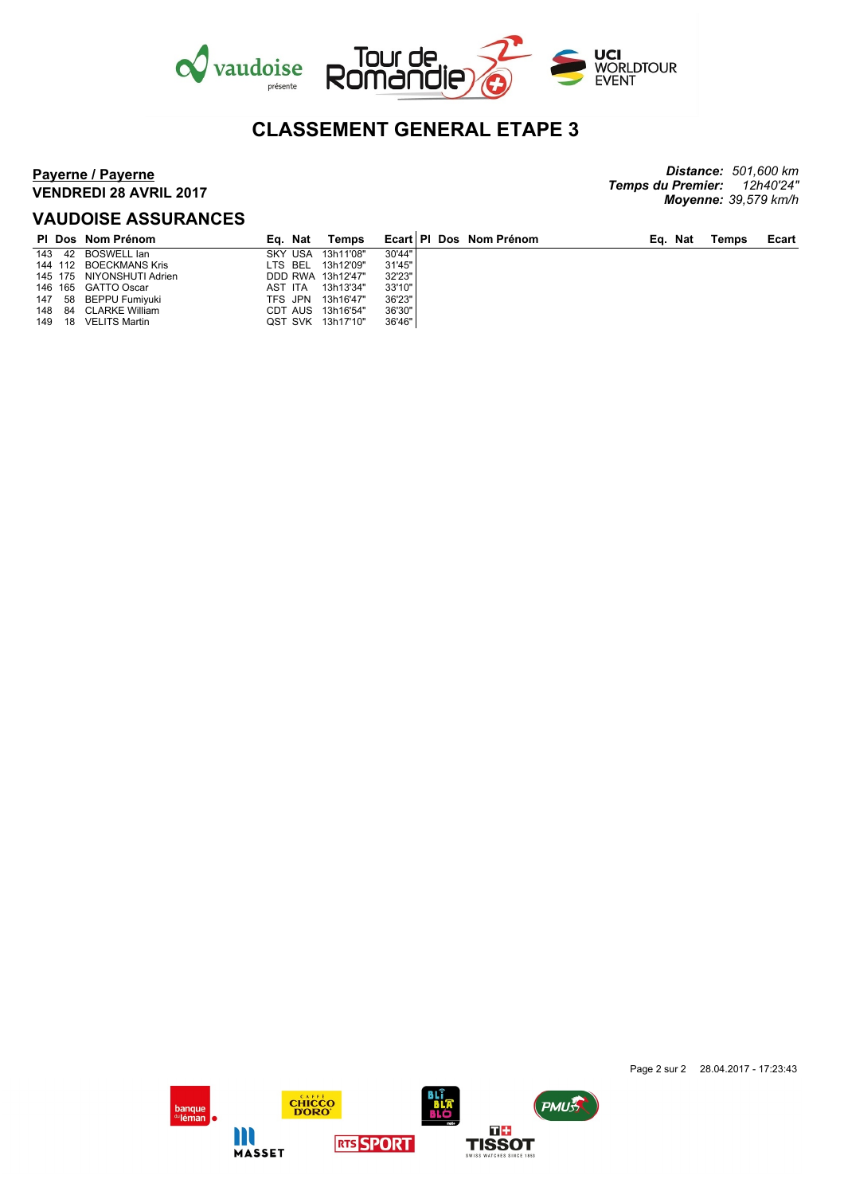# CLASSEMENT GENERAL ETAPE 3

**Payerne / Payerne**
**VENDREDI 28 AVRIL 2017**

***Distance:*** *501,600 km*
***Temps du Premier:*** *12h40'24"*
***Moyenne:*** *39,579 km/h*

## VAUDOISE ASSURANCES

| Pl | Dos | Nom Prénom | Eq. | Nat | Temps | Ecart |
|---|---|---|---|---|---|---|
| 143 | 42 | BOSWELL Ian | SKY | USA | 13h11'08" | 30'44" |
| 144 | 112 | BOECKMANS Kris | LTS | BEL | 13h12'09" | 31'45" |
| 145 | 175 | NIYONSHUTI Adrien | DDD | RWA | 13h12'47" | 32'23" |
| 146 | 165 | GATTO Oscar | AST | ITA | 13h13'34" | 33'10" |
| 147 | 58 | BEPPU Fumiyuki | TFS | JPN | 13h16'47" | 36'23" |
| 148 | 84 | CLARKE William | CDT | AUS | 13h16'54" | 36'30" |
| 149 | 18 | VELITS Martin | QST | SVK | 13h17'10" | 36'46" |

28.04.2017 - 17:23:43